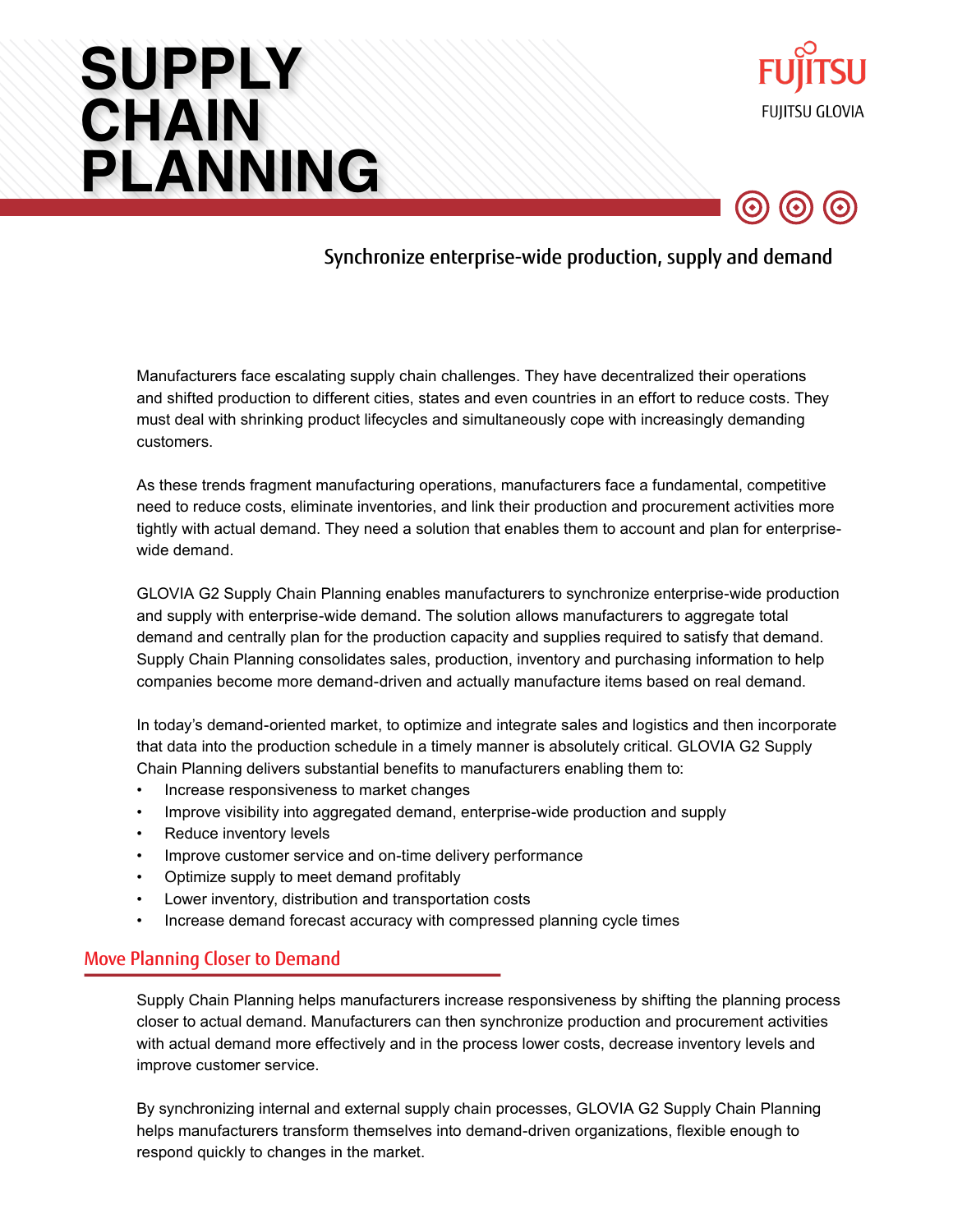# SUPPLY CHAIN PLANNING

FUJITSU

FUJITSU GLOVIA

Synchronize enterprise-wide production, supply and demand

Manufacturers face escalating supply chain challenges. They have decentralized their operations and shifted production to different cities, states and even countries in an effort to reduce costs. They must deal with shrinking product lifecycles and simultaneously cope with increasingly demanding customers.

As these trends fragment manufacturing operations, manufacturers face a fundamental, competitive need to reduce costs, eliminate inventories, and link their production and procurement activities more tightly with actual demand. They need a solution that enables them to account and plan for enterprise-wide demand.

GLOVIA G2 Supply Chain Planning enables manufacturers to synchronize enterprise-wide production and supply with enterprise-wide demand. The solution allows manufacturers to aggregate total demand and centrally plan for the production capacity and supplies required to satisfy that demand. Supply Chain Planning consolidates sales, production, inventory and purchasing information to help companies become more demand-driven and actually manufacture items based on real demand.

In today's demand-oriented market, to optimize and integrate sales and logistics and then incorporate that data into the production schedule in a timely manner is absolutely critical. GLOVIA G2 Supply Chain Planning delivers substantial benefits to manufacturers enabling them to:

- Increase responsiveness to market changes
- Improve visibility into aggregated demand, enterprise-wide production and supply
- Reduce inventory levels
- Improve customer service and on-time delivery performance
- Optimize supply to meet demand profitably
- Lower inventory, distribution and transportation costs
- Increase demand forecast accuracy with compressed planning cycle times

## Move Planning Closer to Demand

Supply Chain Planning helps manufacturers increase responsiveness by shifting the planning process closer to actual demand. Manufacturers can then synchronize production and procurement activities with actual demand more effectively and in the process lower costs, decrease inventory levels and improve customer service.

By synchronizing internal and external supply chain processes, GLOVIA G2 Supply Chain Planning helps manufacturers transform themselves into demand-driven organizations, flexible enough to respond quickly to changes in the market.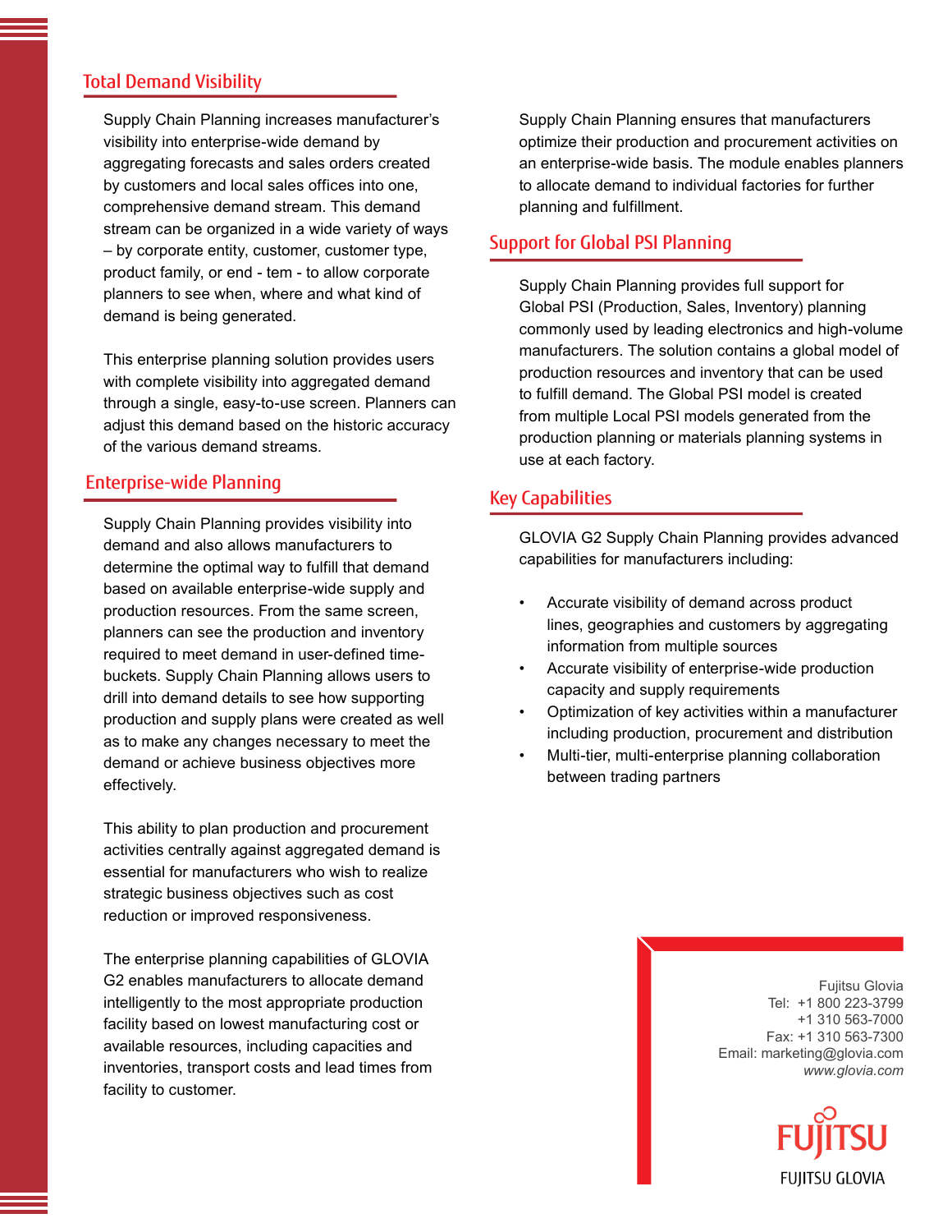## Total Demand Visibility

Supply Chain Planning increases manufacturer's visibility into enterprise-wide demand by aggregating forecasts and sales orders created by customers and local sales offices into one, comprehensive demand stream. This demand stream can be organized in a wide variety of ways – by corporate entity, customer, customer type, product family, or end - tem - to allow corporate planners to see when, where and what kind of demand is being generated.

This enterprise planning solution provides users with complete visibility into aggregated demand through a single, easy-to-use screen. Planners can adjust this demand based on the historic accuracy of the various demand streams.

## Enterprise-wide Planning

Supply Chain Planning provides visibility into demand and also allows manufacturers to determine the optimal way to fulfill that demand based on available enterprise-wide supply and production resources. From the same screen, planners can see the production and inventory required to meet demand in user-defined time-buckets. Supply Chain Planning allows users to drill into demand details to see how supporting production and supply plans were created as well as to make any changes necessary to meet the demand or achieve business objectives more effectively.

This ability to plan production and procurement activities centrally against aggregated demand is essential for manufacturers who wish to realize strategic business objectives such as cost reduction or improved responsiveness.

The enterprise planning capabilities of GLOVIA G2 enables manufacturers to allocate demand intelligently to the most appropriate production facility based on lowest manufacturing cost or available resources, including capacities and inventories, transport costs and lead times from facility to customer.

Supply Chain Planning ensures that manufacturers optimize their production and procurement activities on an enterprise-wide basis. The module enables planners to allocate demand to individual factories for further planning and fulfillment.

## Support for Global PSI Planning

Supply Chain Planning provides full support for Global PSI (Production, Sales, Inventory) planning commonly used by leading electronics and high-volume manufacturers. The solution contains a global model of production resources and inventory that can be used to fulfill demand. The Global PSI model is created from multiple Local PSI models generated from the production planning or materials planning systems in use at each factory.

## Key Capabilities

GLOVIA G2 Supply Chain Planning provides advanced capabilities for manufacturers including:

- Accurate visibility of demand across product lines, geographies and customers by aggregating information from multiple sources
- Accurate visibility of enterprise-wide production capacity and supply requirements
- Optimization of key activities within a manufacturer including production, procurement and distribution
- Multi-tier, multi-enterprise planning collaboration between trading partners

Fujitsu Glovia
Tel: +1 800 223-3799
+1 310 563-7000
Fax: +1 310 563-7300
Email: marketing@glovia.com
*www.glovia.com*

FUJITSU

FUJITSU GLOVIA